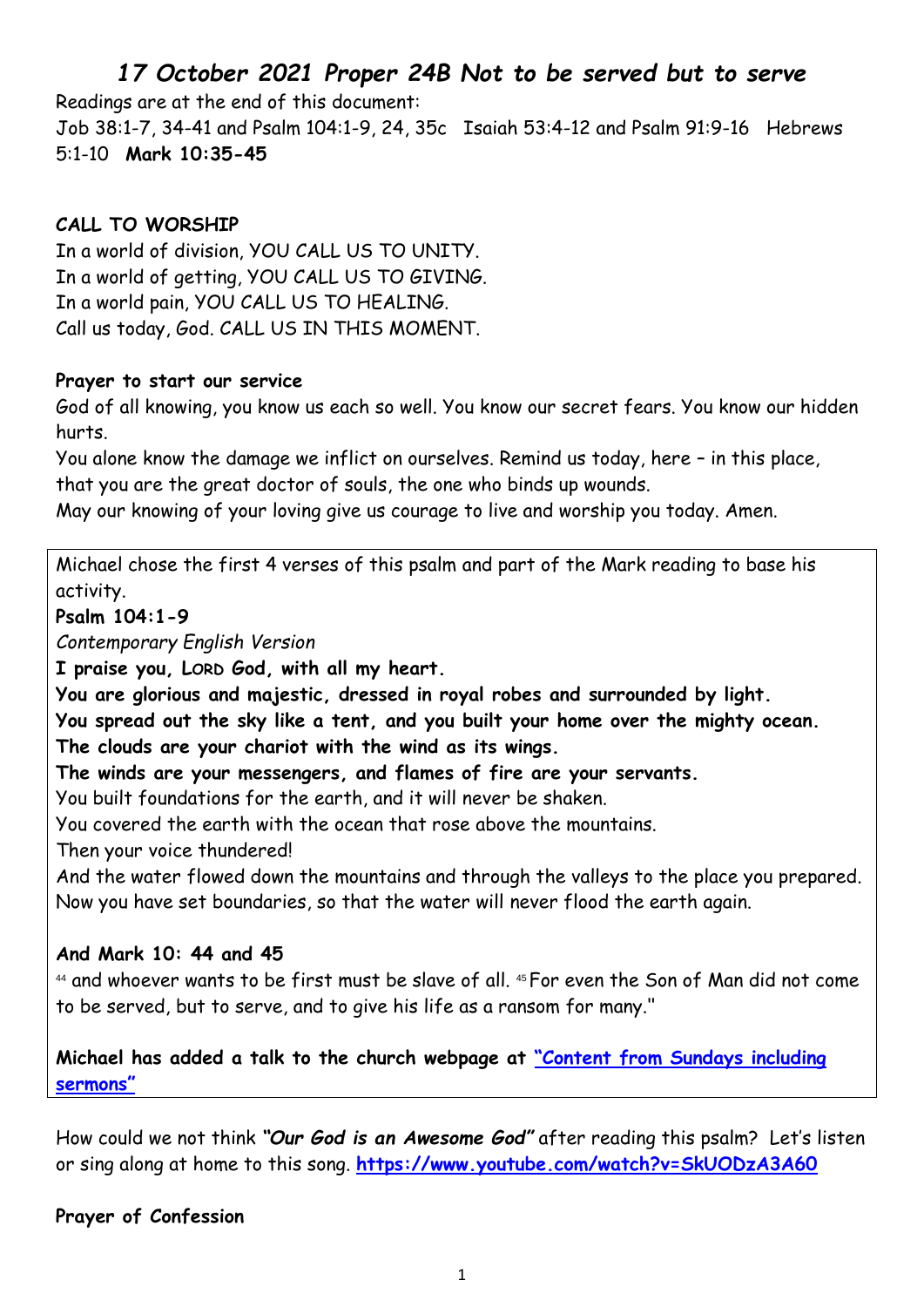# *17 October 2021 Proper 24B Not to be served but to serve*

Readings are at the end of this document:
Job 38:1-7, 34-41 and Psalm 104:1-9, 24, 35c  Isaiah 53:4-12 and Psalm 91:9-16  Hebrews 5:1-10  **Mark 10:35-45**

**CALL TO WORSHIP**

In a world of division, YOU CALL US TO UNITY.
In a world of getting, YOU CALL US TO GIVING.
In a world pain, YOU CALL US TO HEALING.
Call us today, God. CALL US IN THIS MOMENT.

**Prayer to start our service**

God of all knowing, you know us each so well. You know our secret fears. You know our hidden hurts.
You alone know the damage we inflict on ourselves. Remind us today, here – in this place, that you are the great doctor of souls, the one who binds up wounds.
May our knowing of your loving give us courage to live and worship you today. Amen.

Michael chose the first 4 verses of this psalm and part of the Mark reading to base his activity.

**Psalm 104:1-9**

*Contemporary English Version*

**I praise you, LORD God, with all my heart.**
**You are glorious and majestic, dressed in royal robes and surrounded by light.**
**You spread out the sky like a tent, and you built your home over the mighty ocean.**
**The clouds are your chariot with the wind as its wings.**
**The winds are your messengers, and flames of fire are your servants.**
You built foundations for the earth, and it will never be shaken.
You covered the earth with the ocean that rose above the mountains.
Then your voice thundered!
And the water flowed down the mountains and through the valleys to the place you prepared.
Now you have set boundaries, so that the water will never flood the earth again.

**And Mark 10: 44 and 45**

[44] and whoever wants to be first must be slave of all. [45] For even the Son of Man did not come to be served, but to serve, and to give his life as a ransom for many."

**Michael has added a talk to the church webpage at "Content from Sundays including sermons"**

How could we not think ***"Our God is an Awesome God"*** after reading this psalm? Let's listen or sing along at home to this song. **https://www.youtube.com/watch?v=SkUODzA3A6O**

**Prayer of Confession**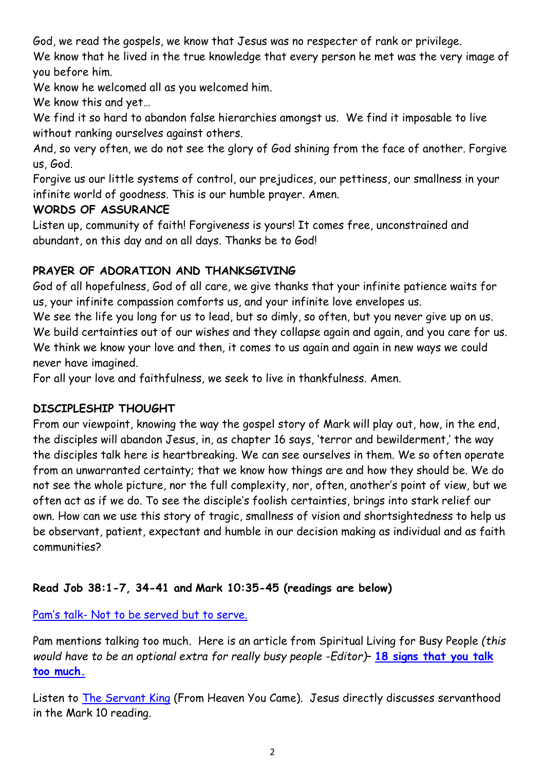God, we read the gospels, we know that Jesus was no respecter of rank or privilege.
We know that he lived in the true knowledge that every person he met was the very image of you before him.
We know he welcomed all as you welcomed him.
We know this and yet…
We find it so hard to abandon false hierarchies amongst us. We find it imposable to live without ranking ourselves against others.
And, so very often, we do not see the glory of God shining from the face of another. Forgive us, God.
Forgive us our little systems of control, our prejudices, our pettiness, our smallness in your infinite world of goodness. This is our humble prayer. Amen.

**WORDS OF ASSURANCE**

Listen up, community of faith! Forgiveness is yours! It comes free, unconstrained and abundant, on this day and on all days. Thanks be to God!

**PRAYER OF ADORATION AND THANKSGIVING**

God of all hopefulness, God of all care, we give thanks that your infinite patience waits for us, your infinite compassion comforts us, and your infinite love envelopes us.
We see the life you long for us to lead, but so dimly, so often, but you never give up on us.
We build certainties out of our wishes and they collapse again and again, and you care for us.
We think we know your love and then, it comes to us again and again in new ways we could never have imagined.
For all your love and faithfulness, we seek to live in thankfulness. Amen.

**DISCIPLESHIP THOUGHT**

From our viewpoint, knowing the way the gospel story of Mark will play out, how, in the end, the disciples will abandon Jesus, in, as chapter 16 says, 'terror and bewilderment,' the way the disciples talk here is heartbreaking. We can see ourselves in them. We so often operate from an unwarranted certainty; that we know how things are and how they should be. We do not see the whole picture, nor the full complexity, nor, often, another's point of view, but we often act as if we do. To see the disciple's foolish certainties, brings into stark relief our own. How can we use this story of tragic, smallness of vision and shortsightedness to help us be observant, patient, expectant and humble in our decision making as individual and as faith communities?

**Read Job 38:1-7, 34-41 and Mark 10:35-45 (readings are below)**

Pam's talk- Not to be served but to serve.

Pam mentions talking too much. Here is an article from Spiritual Living for Busy People *(this would have to be an optional extra for really busy people -Editor)*– **18 signs that you talk too much.**

Listen to The Servant King (From Heaven You Came). Jesus directly discusses servanthood in the Mark 10 reading.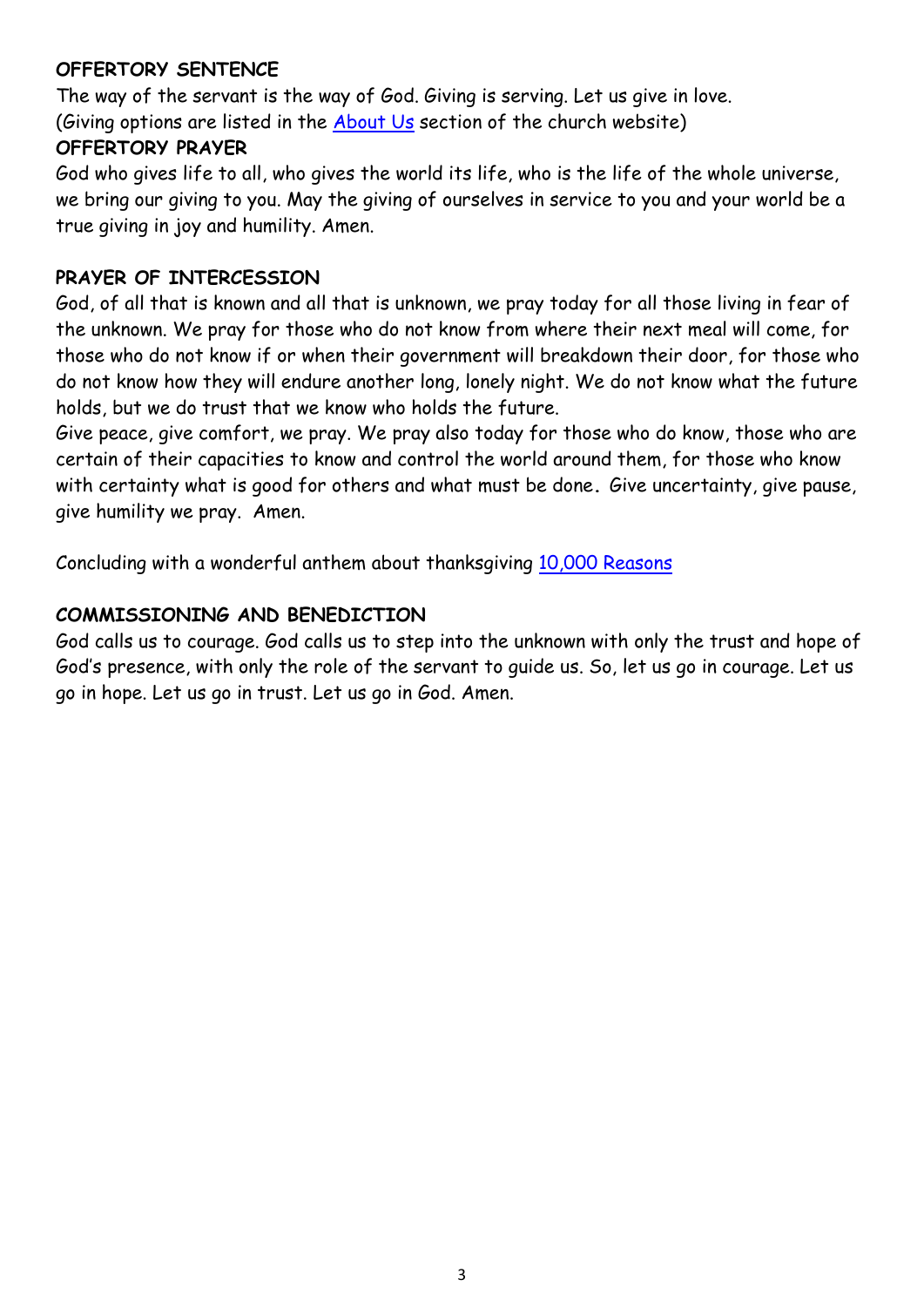**OFFERTORY SENTENCE**

The way of the servant is the way of God. Giving is serving. Let us give in love.
(Giving options are listed in the About Us section of the church website)

**OFFERTORY PRAYER**

God who gives life to all, who gives the world its life, who is the life of the whole universe, we bring our giving to you. May the giving of ourselves in service to you and your world be a true giving in joy and humility. Amen.

**PRAYER OF INTERCESSION**

God, of all that is known and all that is unknown, we pray today for all those living in fear of the unknown. We pray for those who do not know from where their next meal will come, for those who do not know if or when their government will breakdown their door, for those who do not know how they will endure another long, lonely night. We do not know what the future holds, but we do trust that we know who holds the future.
Give peace, give comfort, we pray. We pray also today for those who do know, those who are certain of their capacities to know and control the world around them, for those who know with certainty what is good for others and what must be done. Give uncertainty, give pause, give humility we pray. Amen.

Concluding with a wonderful anthem about thanksgiving 10,000 Reasons

**COMMISSIONING AND BENEDICTION**

God calls us to courage. God calls us to step into the unknown with only the trust and hope of God's presence, with only the role of the servant to guide us. So, let us go in courage. Let us go in hope. Let us go in trust. Let us go in God. Amen.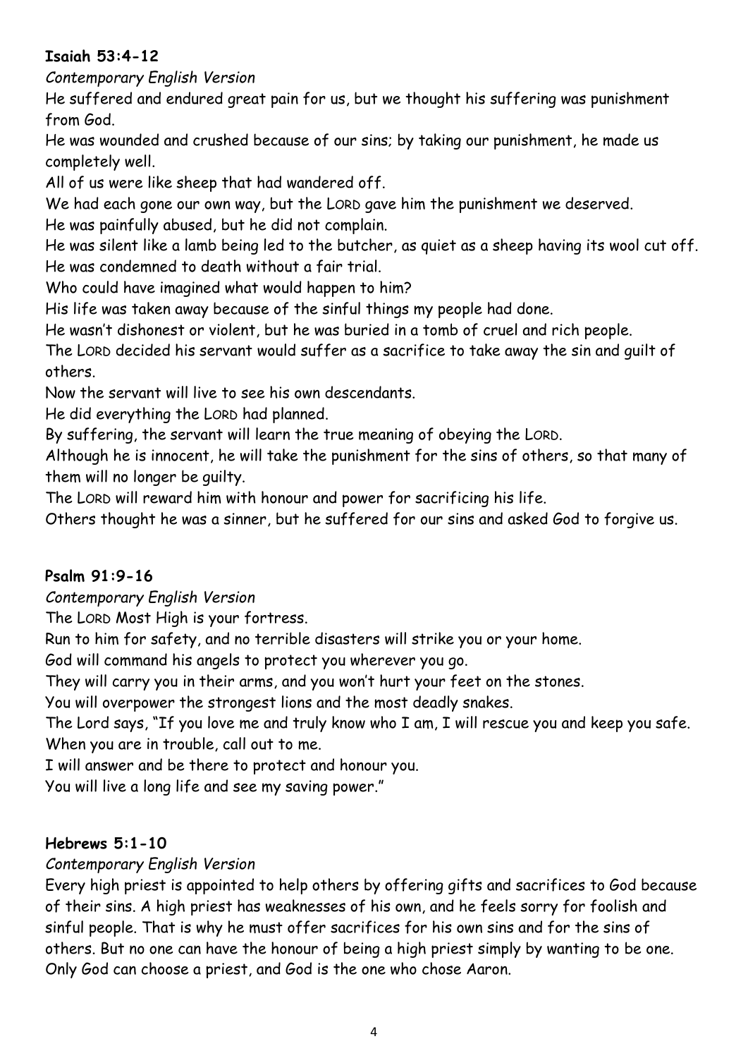**Isaiah 53:4-12**

*Contemporary English Version*

He suffered and endured great pain for us, but we thought his suffering was punishment from God.

He was wounded and crushed because of our sins; by taking our punishment, he made us completely well.

All of us were like sheep that had wandered off.

We had each gone our own way, but the LORD gave him the punishment we deserved.

He was painfully abused, but he did not complain.

He was silent like a lamb being led to the butcher, as quiet as a sheep having its wool cut off.

He was condemned to death without a fair trial.

Who could have imagined what would happen to him?

His life was taken away because of the sinful things my people had done.

He wasn't dishonest or violent, but he was buried in a tomb of cruel and rich people.

The LORD decided his servant would suffer as a sacrifice to take away the sin and guilt of others.

Now the servant will live to see his own descendants.

He did everything the LORD had planned.

By suffering, the servant will learn the true meaning of obeying the LORD.

Although he is innocent, he will take the punishment for the sins of others, so that many of them will no longer be guilty.

The LORD will reward him with honour and power for sacrificing his life.

Others thought he was a sinner, but he suffered for our sins and asked God to forgive us.

**Psalm 91:9-16**

*Contemporary English Version*

The LORD Most High is your fortress.

Run to him for safety, and no terrible disasters will strike you or your home.

God will command his angels to protect you wherever you go.

They will carry you in their arms, and you won't hurt your feet on the stones.

You will overpower the strongest lions and the most deadly snakes.

The Lord says, "If you love me and truly know who I am, I will rescue you and keep you safe.

When you are in trouble, call out to me.

I will answer and be there to protect and honour you.

You will live a long life and see my saving power."

**Hebrews 5:1-10**

*Contemporary English Version*

Every high priest is appointed to help others by offering gifts and sacrifices to God because of their sins. A high priest has weaknesses of his own, and he feels sorry for foolish and sinful people. That is why he must offer sacrifices for his own sins and for the sins of others. But no one can have the honour of being a high priest simply by wanting to be one. Only God can choose a priest, and God is the one who chose Aaron.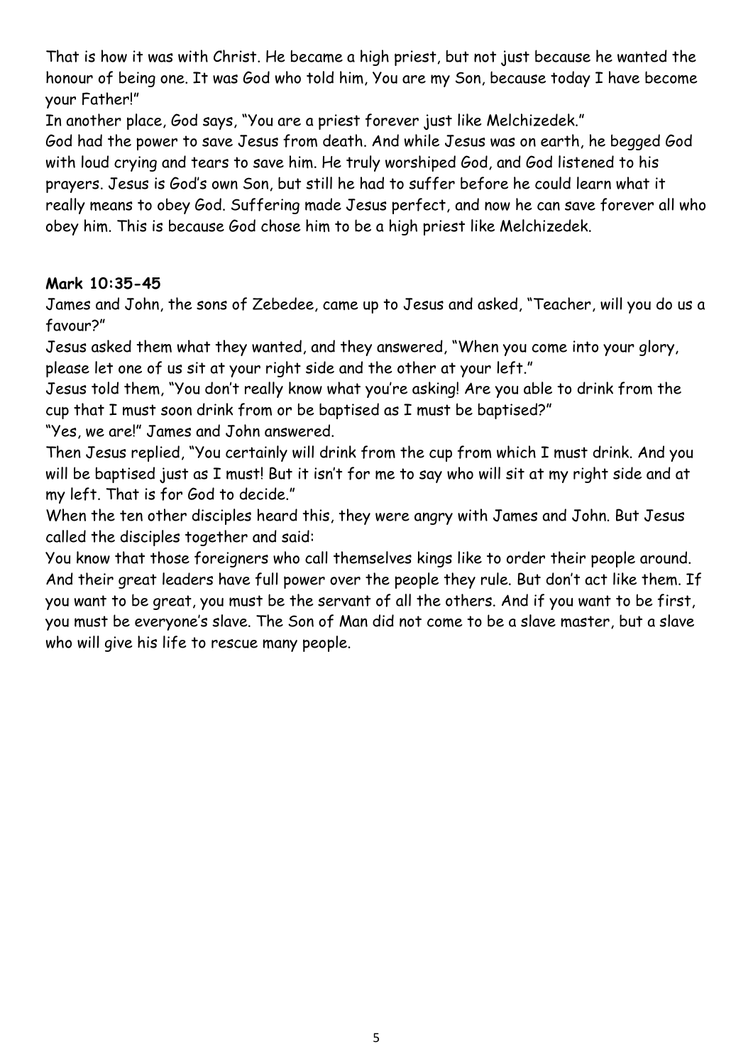That is how it was with Christ. He became a high priest, but not just because he wanted the honour of being one. It was God who told him, You are my Son, because today I have become your Father!"

In another place, God says, "You are a priest forever just like Melchizedek."

God had the power to save Jesus from death. And while Jesus was on earth, he begged God with loud crying and tears to save him. He truly worshiped God, and God listened to his prayers. Jesus is God's own Son, but still he had to suffer before he could learn what it really means to obey God. Suffering made Jesus perfect, and now he can save forever all who obey him. This is because God chose him to be a high priest like Melchizedek.

**Mark 10:35-45**

James and John, the sons of Zebedee, came up to Jesus and asked, "Teacher, will you do us a favour?"

Jesus asked them what they wanted, and they answered, "When you come into your glory, please let one of us sit at your right side and the other at your left."

Jesus told them, "You don't really know what you're asking! Are you able to drink from the cup that I must soon drink from or be baptised as I must be baptised?"

"Yes, we are!" James and John answered.

Then Jesus replied, "You certainly will drink from the cup from which I must drink. And you will be baptised just as I must! But it isn't for me to say who will sit at my right side and at my left. That is for God to decide."

When the ten other disciples heard this, they were angry with James and John. But Jesus called the disciples together and said:

You know that those foreigners who call themselves kings like to order their people around. And their great leaders have full power over the people they rule. But don't act like them. If you want to be great, you must be the servant of all the others. And if you want to be first, you must be everyone's slave. The Son of Man did not come to be a slave master, but a slave who will give his life to rescue many people.